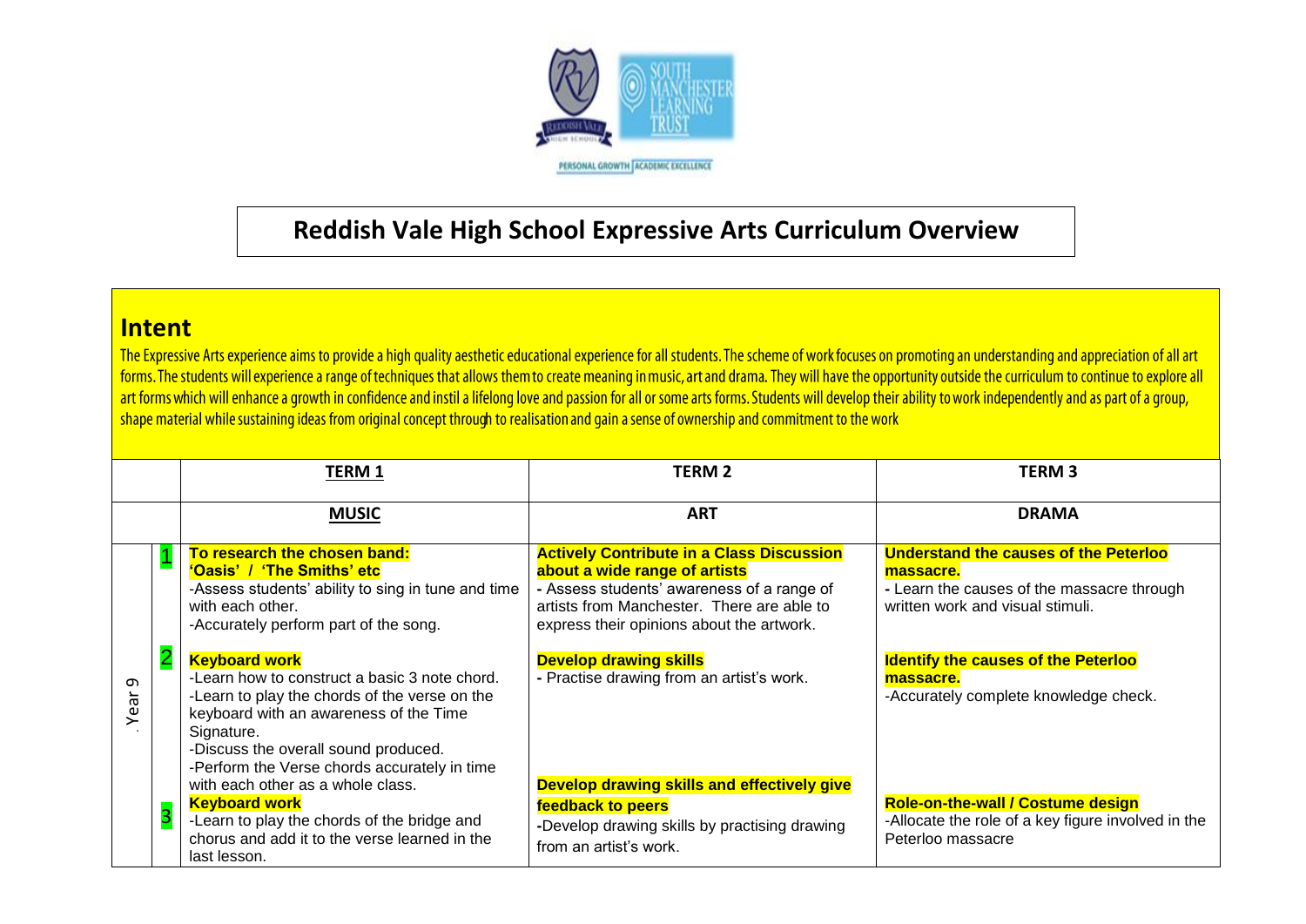# Reddish Vale High School Expressive Arts Curriculum Overview

## Intent

The Expressive Arts experience aims to provide a high quality aesthetic educational experience for all students. The scheme of work focuses on promoting an understanding and appreciation of all art forms. The students will experience a range of techniques that allows them to create meaning in music, art and drama. They will have the opportunity outside the curriculum to continue to explore all art forms which will enhance a growth in confidence and instil a lifelong love and passion for all or some arts forms. Students will develop their ability to work independently and as part of a group, shape material while sustaining ideas from original concept through to realisation and gain a sense of ownership and commitment to the work

| | | **TERM 1** | **TERM 2** | **TERM 3** |
|---|---|---|---|---|
| | | **MUSIC** | **ART** | **DRAMA** |
| Year 9 | 1 | **To research the chosen band: 'Oasis' / 'The Smiths' etc**<br>-Assess students' ability to sing in tune and time with each other.<br>-Accurately perform part of the song. | **Actively Contribute in a Class Discussion about a wide range of artists**<br>- Assess students' awareness of a range of artists from Manchester. There are able to express their opinions about the artwork. | **Understand the causes of the Peterloo massacre.**<br>- Learn the causes of the massacre through written work and visual stimuli. |
| | 2 | **Keyboard work**<br>-Learn how to construct a basic 3 note chord.<br>-Learn to play the chords of the verse on the keyboard with an awareness of the Time Signature.<br>-Discuss the overall sound produced.<br>-Perform the Verse chords accurately in time with each other as a whole class. | **Develop drawing skills**<br>- Practise drawing from an artist's work. | **Identify the causes of the Peterloo massacre.**<br>-Accurately complete knowledge check. |
| | 3 | **Keyboard work**<br>-Learn to play the chords of the bridge and chorus and add it to the verse learned in the last lesson. | **Develop drawing skills and effectively give feedback to peers**<br>-Develop drawing skills by practising drawing from an artist's work. | **Role-on-the-wall / Costume design**<br>-Allocate the role of a key figure involved in the Peterloo massacre |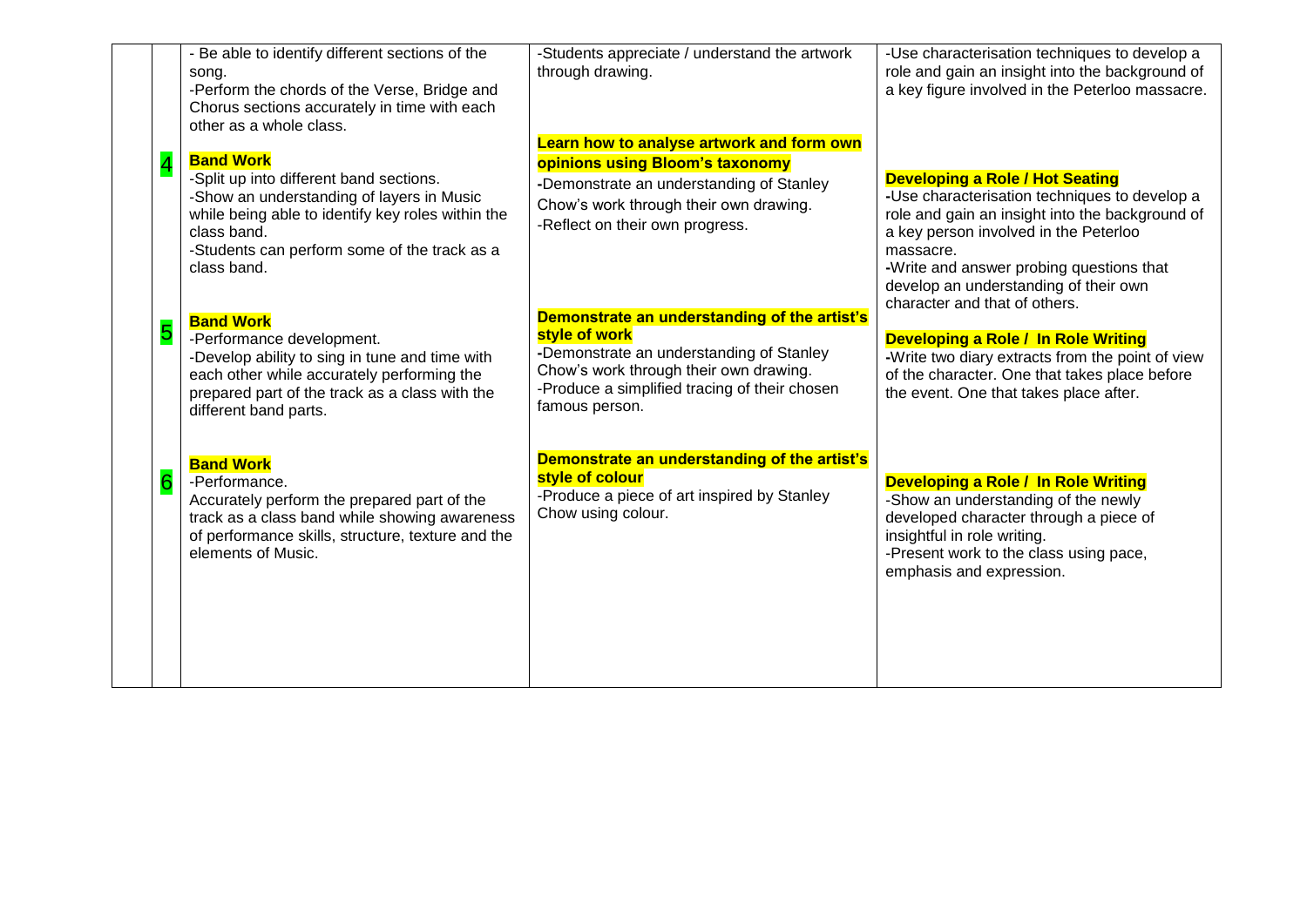| | | | | |
|---|---|---|---|---|
| | | - Be able to identify different sections of the song.<br>-Perform the chords of the Verse, Bridge and Chorus sections accurately in time with each other as a whole class. | -Students appreciate / understand the artwork through drawing. | -Use characterisation techniques to develop a role and gain an insight into the background of a key figure involved in the Peterloo massacre. |
| | 4 | **Band Work**<br>-Split up into different band sections.<br>-Show an understanding of layers in Music while being able to identify key roles within the class band.<br>-Students can perform some of the track as a class band. | **Learn how to analyse artwork and form own opinions using Bloom's taxonomy**<br>-Demonstrate an understanding of Stanley Chow's work through their own drawing.<br>-Reflect on their own progress. | **Developing a Role / Hot Seating**<br>-Use characterisation techniques to develop a role and gain an insight into the background of a key person involved in the Peterloo massacre.<br>-Write and answer probing questions that develop an understanding of their own character and that of others. |
| | 5 | **Band Work**<br>-Performance development.<br>-Develop ability to sing in tune and time with each other while accurately performing the prepared part of the track as a class with the different band parts. | **Demonstrate an understanding of the artist's style of work**<br>-Demonstrate an understanding of Stanley Chow's work through their own drawing.<br>-Produce a simplified tracing of their chosen famous person. | **Developing a Role / In Role Writing**<br>-Write two diary extracts from the point of view of the character. One that takes place before the event. One that takes place after. |
| | 6 | **Band Work**<br>-Performance.<br>Accurately perform the prepared part of the track as a class band while showing awareness of performance skills, structure, texture and the elements of Music. | **Demonstrate an understanding of the artist's style of colour**<br>-Produce a piece of art inspired by Stanley Chow using colour. | **Developing a Role / In Role Writing**<br>-Show an understanding of the newly developed character through a piece of insightful in role writing.<br>-Present work to the class using pace, emphasis and expression. |